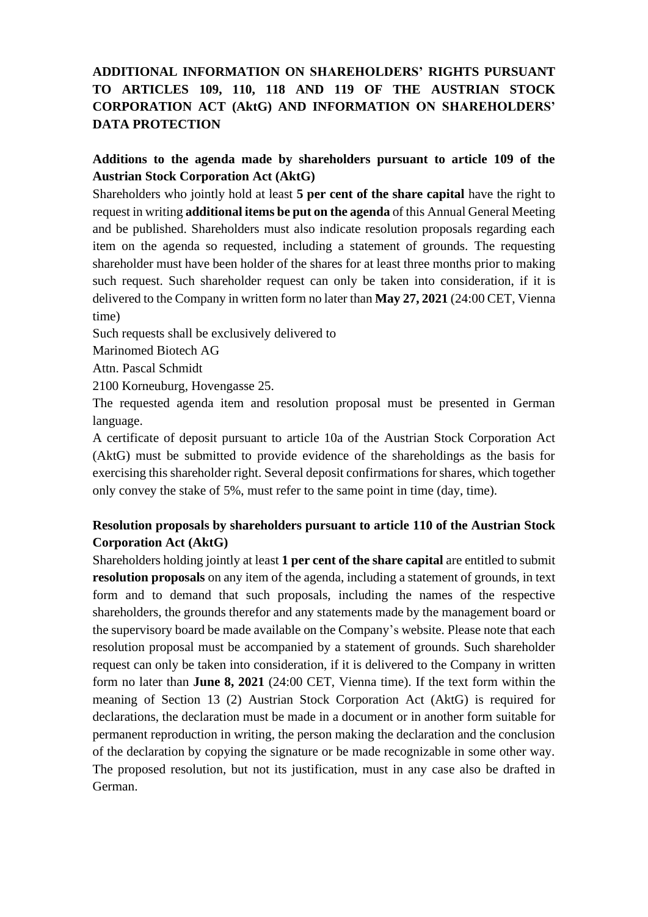# ADDITIONAL INFORMATION ON SHAREHOLDERS' RIGHTS PURSUANT TO ARTICLES 109, 110, 118 AND 119 OF THE AUSTRIAN STOCK CORPORATION ACT (AktG) AND INFORMATION ON SHAREHOLDERS' DATA PROTECTION

## Additions to the agenda made by shareholders pursuant to article 109 of the Austrian Stock Corporation Act (AktG)

Shareholders who jointly hold at least **5 per cent of the share capital** have the right to request in writing **additional items be put on the agenda** of this Annual General Meeting and be published. Shareholders must also indicate resolution proposals regarding each item on the agenda so requested, including a statement of grounds. The requesting shareholder must have been holder of the shares for at least three months prior to making such request. Such shareholder request can only be taken into consideration, if it is delivered to the Company in written form no later than **May 27, 2021** (24:00 CET, Vienna time)

Such requests shall be exclusively delivered to

Marinomed Biotech AG

Attn. Pascal Schmidt

2100 Korneuburg, Hovengasse 25.

The requested agenda item and resolution proposal must be presented in German language.

A certificate of deposit pursuant to article 10a of the Austrian Stock Corporation Act (AktG) must be submitted to provide evidence of the shareholdings as the basis for exercising this shareholder right. Several deposit confirmations for shares, which together only convey the stake of 5%, must refer to the same point in time (day, time).

## Resolution proposals by shareholders pursuant to article 110 of the Austrian Stock Corporation Act (AktG)

Shareholders holding jointly at least **1 per cent of the share capital** are entitled to submit **resolution proposals** on any item of the agenda, including a statement of grounds, in text form and to demand that such proposals, including the names of the respective shareholders, the grounds therefor and any statements made by the management board or the supervisory board be made available on the Company's website. Please note that each resolution proposal must be accompanied by a statement of grounds. Such shareholder request can only be taken into consideration, if it is delivered to the Company in written form no later than **June 8, 2021** (24:00 CET, Vienna time). If the text form within the meaning of Section 13 (2) Austrian Stock Corporation Act (AktG) is required for declarations, the declaration must be made in a document or in another form suitable for permanent reproduction in writing, the person making the declaration and the conclusion of the declaration by copying the signature or be made recognizable in some other way. The proposed resolution, but not its justification, must in any case also be drafted in German.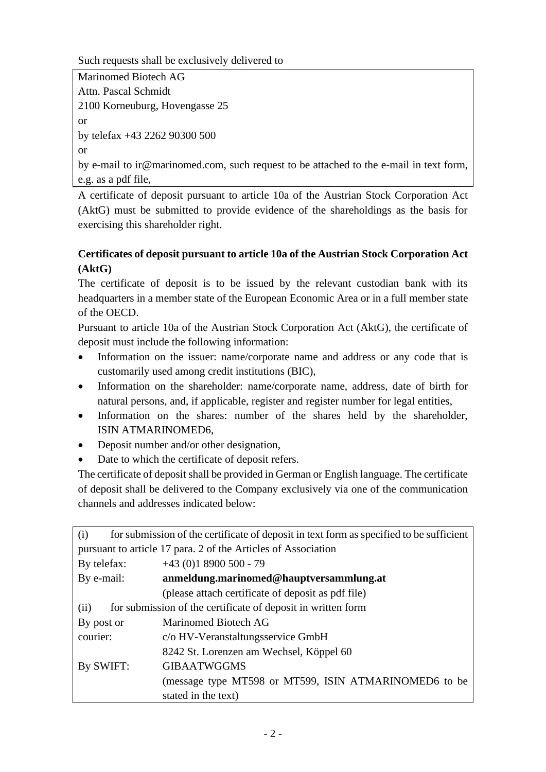Such requests shall be exclusively delivered to

| Marinomed Biotech AG<br>Attn. Pascal Schmidt<br>2100 Korneuburg, Hovengasse 25<br>or<br>by telefax +43 2262 90300 500<br>or<br>by e-mail to ir@marinomed.com, such request to be attached to the e-mail in text form, e.g. as a pdf file, |
|---|

A certificate of deposit pursuant to article 10a of the Austrian Stock Corporation Act (AktG) must be submitted to provide evidence of the shareholdings as the basis for exercising this shareholder right.

**Certificates of deposit pursuant to article 10a of the Austrian Stock Corporation Act (AktG)**

The certificate of deposit is to be issued by the relevant custodian bank with its headquarters in a member state of the European Economic Area or in a full member state of the OECD.

Pursuant to article 10a of the Austrian Stock Corporation Act (AktG), the certificate of deposit must include the following information:

- Information on the issuer: name/corporate name and address or any code that is customarily used among credit institutions (BIC),
- Information on the shareholder: name/corporate name, address, date of birth for natural persons, and, if applicable, register and register number for legal entities,
- Information on the shares: number of the shares held by the shareholder, ISIN ATMARINOMED6,
- Deposit number and/or other designation,
- Date to which the certificate of deposit refers.

The certificate of deposit shall be provided in German or English language. The certificate of deposit shall be delivered to the Company exclusively via one of the communication channels and addresses indicated below:

| (i) for submission of the certificate of deposit in text form as specified to be sufficient pursuant to article 17 para. 2 of the Articles of Association | |
|---|---|
| By telefax: | +43 (0)1 8900 500 - 79 |
| By e-mail: | **anmeldung.marinomed@hauptversammlung.at**<br>(please attach certificate of deposit as pdf file) |
| (ii) for submission of the certificate of deposit in written form | |
| By post or courier: | Marinomed Biotech AG<br>c/o HV-Veranstaltungsservice GmbH<br>8242 St. Lorenzen am Wechsel, Köppel 60 |
| By SWIFT: | GIBAATWGGMS<br>(message type MT598 or MT599, ISIN ATMARINOMED6 to be stated in the text) |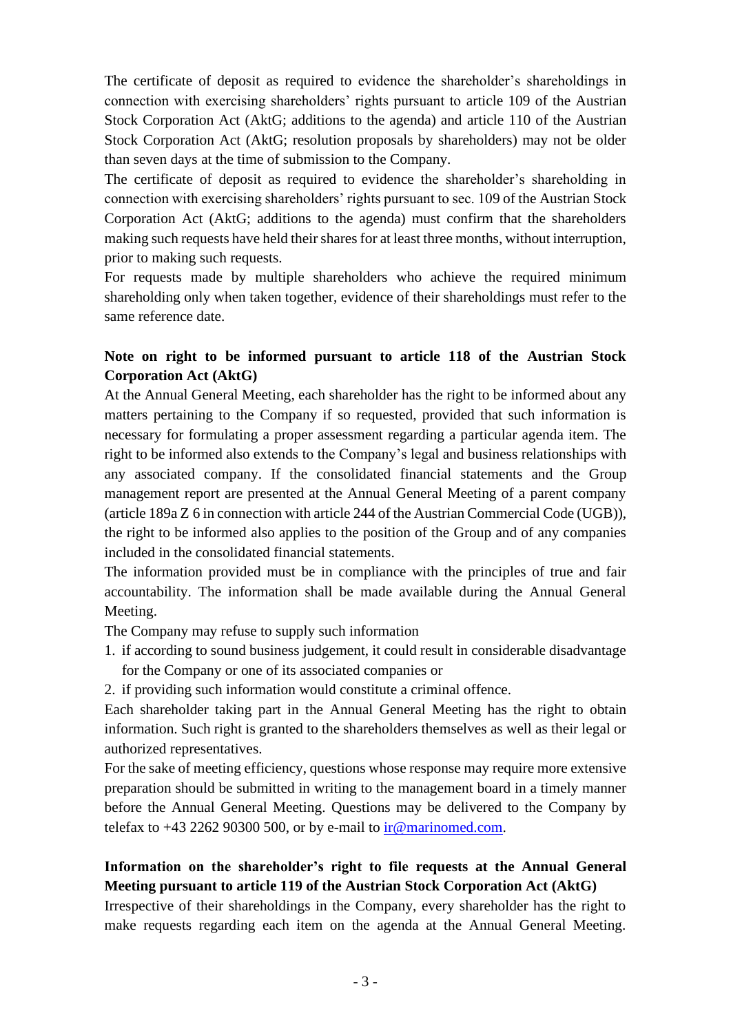The certificate of deposit as required to evidence the shareholder's shareholdings in connection with exercising shareholders' rights pursuant to article 109 of the Austrian Stock Corporation Act (AktG; additions to the agenda) and article 110 of the Austrian Stock Corporation Act (AktG; resolution proposals by shareholders) may not be older than seven days at the time of submission to the Company.

The certificate of deposit as required to evidence the shareholder's shareholding in connection with exercising shareholders' rights pursuant to sec. 109 of the Austrian Stock Corporation Act (AktG; additions to the agenda) must confirm that the shareholders making such requests have held their shares for at least three months, without interruption, prior to making such requests.

For requests made by multiple shareholders who achieve the required minimum shareholding only when taken together, evidence of their shareholdings must refer to the same reference date.

**Note on right to be informed pursuant to article 118 of the Austrian Stock Corporation Act (AktG)**

At the Annual General Meeting, each shareholder has the right to be informed about any matters pertaining to the Company if so requested, provided that such information is necessary for formulating a proper assessment regarding a particular agenda item. The right to be informed also extends to the Company's legal and business relationships with any associated company. If the consolidated financial statements and the Group management report are presented at the Annual General Meeting of a parent company (article 189a Z 6 in connection with article 244 of the Austrian Commercial Code (UGB)), the right to be informed also applies to the position of the Group and of any companies included in the consolidated financial statements.

The information provided must be in compliance with the principles of true and fair accountability. The information shall be made available during the Annual General Meeting.

The Company may refuse to supply such information

1. if according to sound business judgement, it could result in considerable disadvantage for the Company or one of its associated companies or
2. if providing such information would constitute a criminal offence.

Each shareholder taking part in the Annual General Meeting has the right to obtain information. Such right is granted to the shareholders themselves as well as their legal or authorized representatives.

For the sake of meeting efficiency, questions whose response may require more extensive preparation should be submitted in writing to the management board in a timely manner before the Annual General Meeting. Questions may be delivered to the Company by telefax to +43 2262 90300 500, or by e-mail to ir@marinomed.com.

**Information on the shareholder's right to file requests at the Annual General Meeting pursuant to article 119 of the Austrian Stock Corporation Act (AktG)**

Irrespective of their shareholdings in the Company, every shareholder has the right to make requests regarding each item on the agenda at the Annual General Meeting.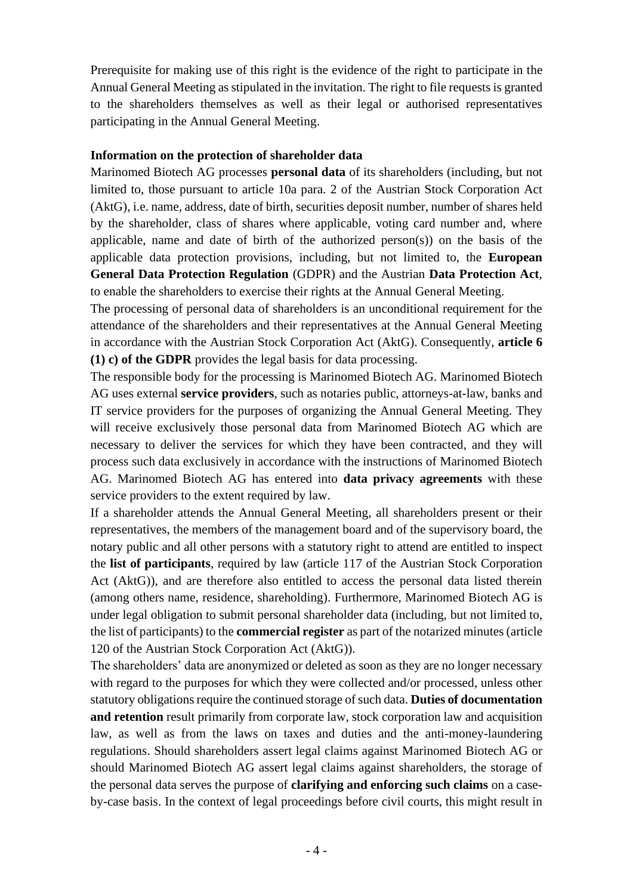Prerequisite for making use of this right is the evidence of the right to participate in the Annual General Meeting as stipulated in the invitation. The right to file requests is granted to the shareholders themselves as well as their legal or authorised representatives participating in the Annual General Meeting.

**Information on the protection of shareholder data**

Marinomed Biotech AG processes **personal data** of its shareholders (including, but not limited to, those pursuant to article 10a para. 2 of the Austrian Stock Corporation Act (AktG), i.e. name, address, date of birth, securities deposit number, number of shares held by the shareholder, class of shares where applicable, voting card number and, where applicable, name and date of birth of the authorized person(s)) on the basis of the applicable data protection provisions, including, but not limited to, the **European General Data Protection Regulation** (GDPR) and the Austrian **Data Protection Act**, to enable the shareholders to exercise their rights at the Annual General Meeting.

The processing of personal data of shareholders is an unconditional requirement for the attendance of the shareholders and their representatives at the Annual General Meeting in accordance with the Austrian Stock Corporation Act (AktG). Consequently, **article 6 (1) c) of the GDPR** provides the legal basis for data processing.

The responsible body for the processing is Marinomed Biotech AG. Marinomed Biotech AG uses external **service providers**, such as notaries public, attorneys-at-law, banks and IT service providers for the purposes of organizing the Annual General Meeting. They will receive exclusively those personal data from Marinomed Biotech AG which are necessary to deliver the services for which they have been contracted, and they will process such data exclusively in accordance with the instructions of Marinomed Biotech AG. Marinomed Biotech AG has entered into **data privacy agreements** with these service providers to the extent required by law.

If a shareholder attends the Annual General Meeting, all shareholders present or their representatives, the members of the management board and of the supervisory board, the notary public and all other persons with a statutory right to attend are entitled to inspect the **list of participants**, required by law (article 117 of the Austrian Stock Corporation Act (AktG)), and are therefore also entitled to access the personal data listed therein (among others name, residence, shareholding). Furthermore, Marinomed Biotech AG is under legal obligation to submit personal shareholder data (including, but not limited to, the list of participants) to the **commercial register** as part of the notarized minutes (article 120 of the Austrian Stock Corporation Act (AktG)).

The shareholders' data are anonymized or deleted as soon as they are no longer necessary with regard to the purposes for which they were collected and/or processed, unless other statutory obligations require the continued storage of such data. **Duties of documentation and retention** result primarily from corporate law, stock corporation law and acquisition law, as well as from the laws on taxes and duties and the anti-money-laundering regulations. Should shareholders assert legal claims against Marinomed Biotech AG or should Marinomed Biotech AG assert legal claims against shareholders, the storage of the personal data serves the purpose of **clarifying and enforcing such claims** on a case-by-case basis. In the context of legal proceedings before civil courts, this might result in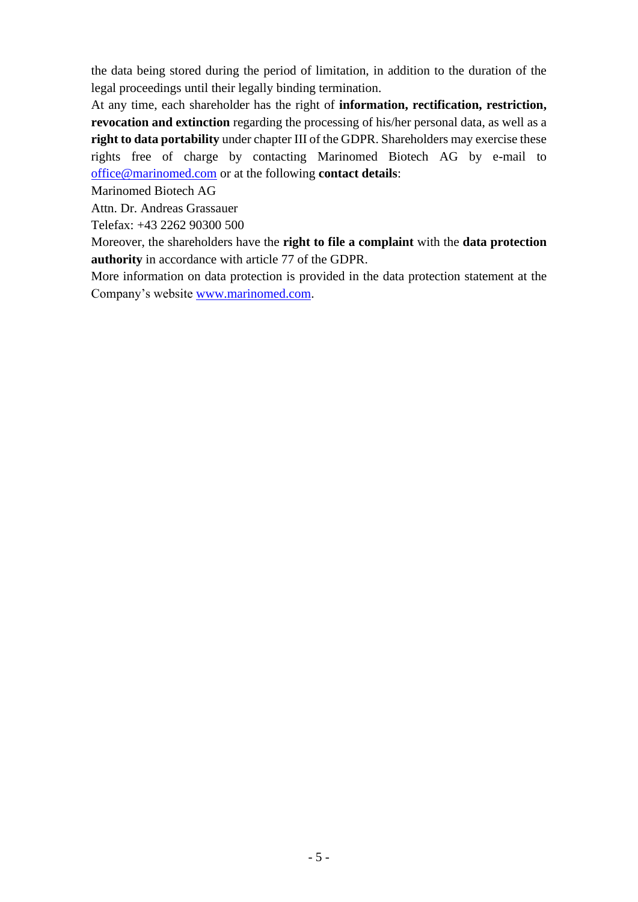the data being stored during the period of limitation, in addition to the duration of the legal proceedings until their legally binding termination.

At any time, each shareholder has the right of **information, rectification, restriction, revocation and extinction** regarding the processing of his/her personal data, as well as a **right to data portability** under chapter III of the GDPR. Shareholders may exercise these rights free of charge by contacting Marinomed Biotech AG by e-mail to office@marinomed.com or at the following **contact details**:

Marinomed Biotech AG

Attn. Dr. Andreas Grassauer

Telefax: +43 2262 90300 500

Moreover, the shareholders have the **right to file a complaint** with the **data protection authority** in accordance with article 77 of the GDPR.

More information on data protection is provided in the data protection statement at the Company's website www.marinomed.com.